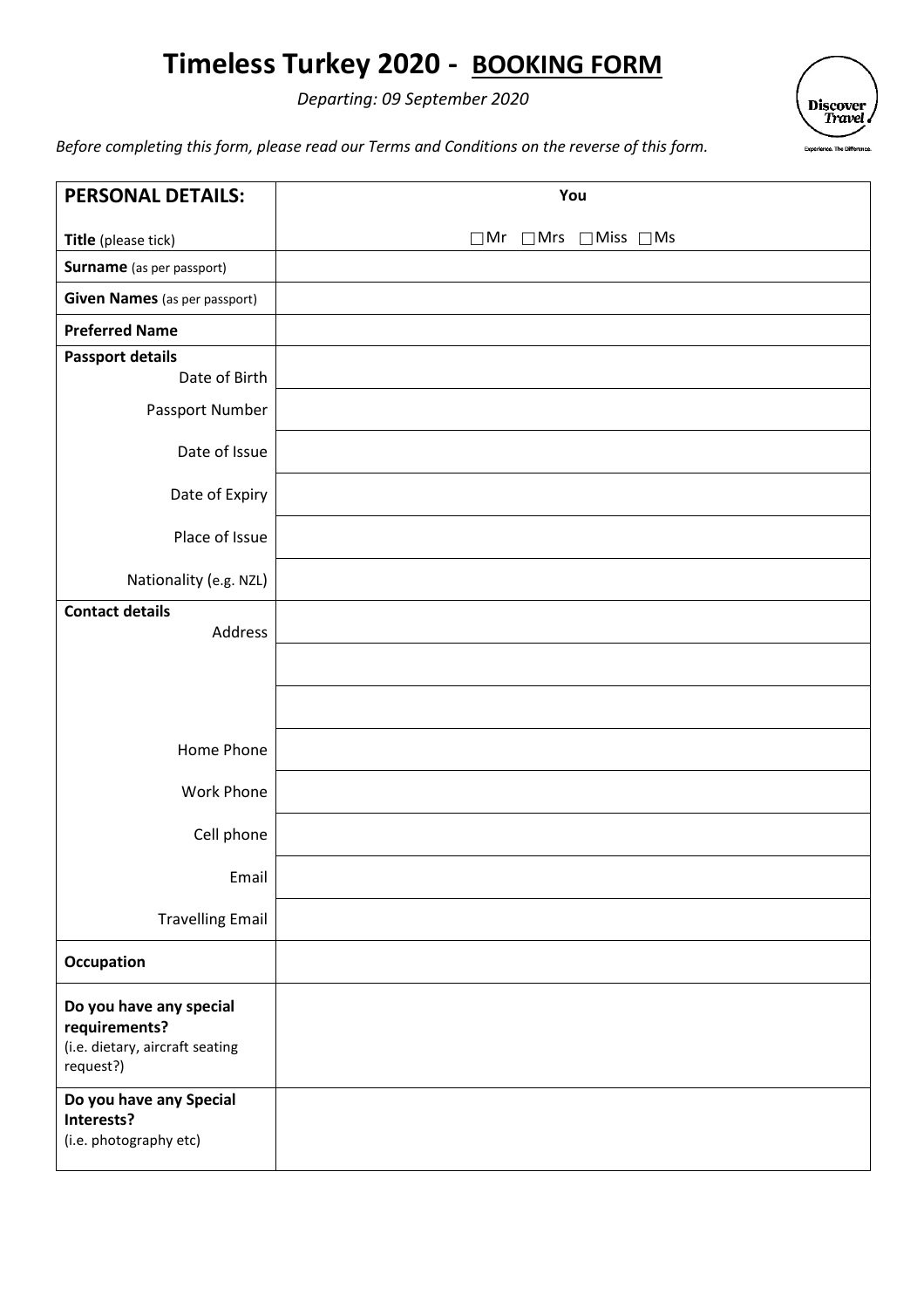# Timeless Turkey 2020 - BOOKING FORM

*Departing: 09 September 2020*

Discover Travel
Experience. The Difference.

*Before completing this form, please read our Terms and Conditions on the reverse of this form.*

| **PERSONAL DETAILS:** | **You** |
|---|---|
| **Title** (please tick) | ☐Mr ☐Mrs ☐Miss ☐Ms |
| **Surname** (as per passport) | |
| **Given Names** (as per passport) | |
| **Preferred Name** | |
| **Passport details** Date of Birth | |
| Passport Number | |
| Date of Issue | |
| Date of Expiry | |
| Place of Issue | |
| Nationality (e.g. NZL) | |
| **Contact details** Address | |
| | |
| | |
| Home Phone | |
| Work Phone | |
| Cell phone | |
| Email | |
| Travelling Email | |
| **Occupation** | |
| **Do you have any special requirements?** (i.e. dietary, aircraft seating request?) | |
| **Do you have any Special Interests?** (i.e. photography etc) | |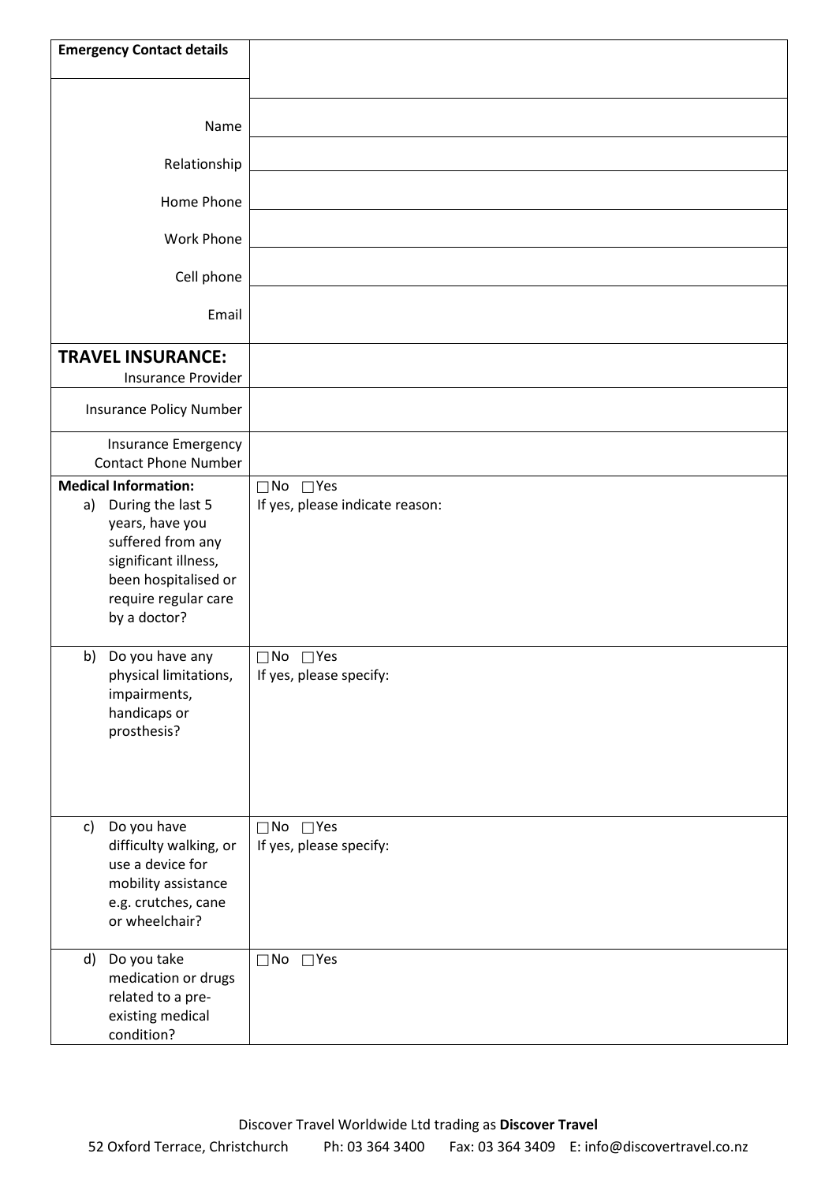| **Emergency Contact details** | |
|---|---|
| Name | |
| Relationship | |
| Home Phone | |
| Work Phone | |
| Cell phone | |
| Email | |
| **TRAVEL INSURANCE:** Insurance Provider | |
| Insurance Policy Number | |
| Insurance Emergency Contact Phone Number | |
| **Medical Information:** a) During the last 5 years, have you suffered from any significant illness, been hospitalised or require regular care by a doctor? | ☐No ☐Yes If yes, please indicate reason: |
| b) Do you have any physical limitations, impairments, handicaps or prosthesis? | ☐No ☐Yes If yes, please specify: |
| c) Do you have difficulty walking, or use a device for mobility assistance e.g. crutches, cane or wheelchair? | ☐No ☐Yes If yes, please specify: |
| d) Do you take medication or drugs related to a pre-existing medical condition? | ☐No ☐Yes |

Discover Travel Worldwide Ltd trading as **Discover Travel**

52 Oxford Terrace, Christchurch Ph: 03 364 3400 Fax: 03 364 3409 E: info@discovertravel.co.nz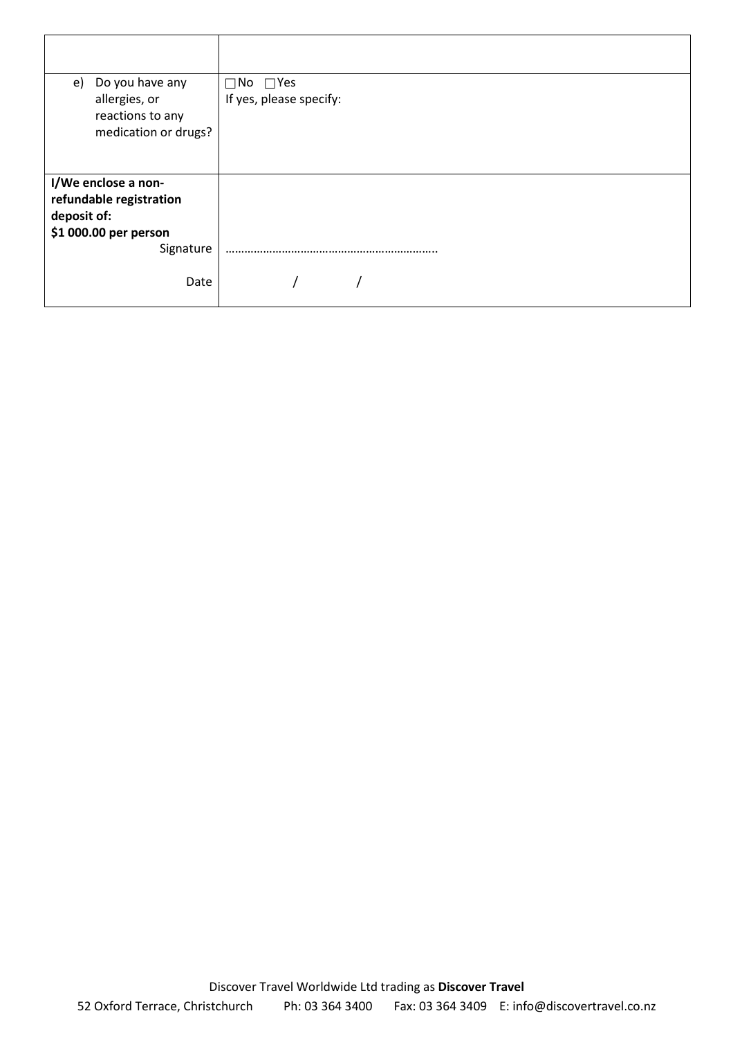| | |
|---|---|
| | |
| e) Do you have any allergies, or reactions to any medication or drugs? | ☐No ☐Yes<br>If yes, please specify: |
| **I/We enclose a non-refundable registration deposit of:**<br>**$1 000.00 per person**<br>Signature<br><br>Date | <br><br><br><br>…………………………………………………………..<br><br>/ / |

Discover Travel Worldwide Ltd trading as **Discover Travel**
52 Oxford Terrace, Christchurch Ph: 03 364 3400 Fax: 03 364 3409 E: info@discovertravel.co.nz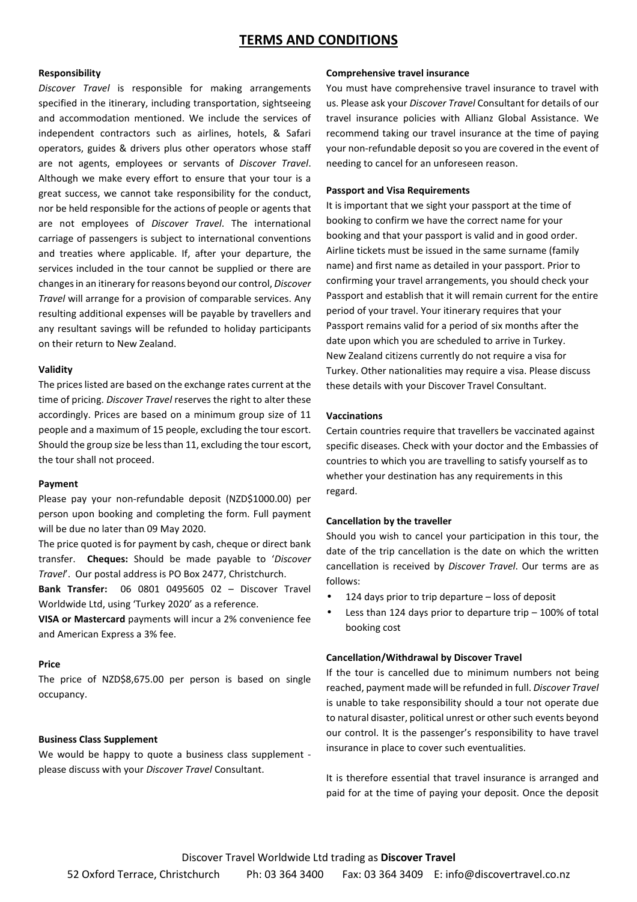# TERMS AND CONDITIONS

**Responsibility**

*Discover Travel* is responsible for making arrangements specified in the itinerary, including transportation, sightseeing and accommodation mentioned. We include the services of independent contractors such as airlines, hotels, & Safari operators, guides & drivers plus other operators whose staff are not agents, employees or servants of *Discover Travel*. Although we make every effort to ensure that your tour is a great success, we cannot take responsibility for the conduct, nor be held responsible for the actions of people or agents that are not employees of *Discover Travel*. The international carriage of passengers is subject to international conventions and treaties where applicable. If, after your departure, the services included in the tour cannot be supplied or there are changes in an itinerary for reasons beyond our control, *Discover Travel* will arrange for a provision of comparable services. Any resulting additional expenses will be payable by travellers and any resultant savings will be refunded to holiday participants on their return to New Zealand.

**Validity**

The prices listed are based on the exchange rates current at the time of pricing. *Discover Travel* reserves the right to alter these accordingly. Prices are based on a minimum group size of 11 people and a maximum of 15 people, excluding the tour escort. Should the group size be less than 11, excluding the tour escort, the tour shall not proceed.

**Payment**

Please pay your non-refundable deposit (NZD$1000.00) per person upon booking and completing the form. Full payment will be due no later than 09 May 2020.

The price quoted is for payment by cash, cheque or direct bank transfer. **Cheques:** Should be made payable to '*Discover Travel*'. Our postal address is PO Box 2477, Christchurch.

**Bank Transfer:** 06 0801 0495605 02 – Discover Travel Worldwide Ltd, using 'Turkey 2020' as a reference.

**VISA or Mastercard** payments will incur a 2% convenience fee and American Express a 3% fee.

**Price**

The price of NZD$8,675.00 per person is based on single occupancy.

**Business Class Supplement**

We would be happy to quote a business class supplement - please discuss with your *Discover Travel* Consultant.

**Comprehensive travel insurance**

You must have comprehensive travel insurance to travel with us. Please ask your *Discover Travel* Consultant for details of our travel insurance policies with Allianz Global Assistance. We recommend taking our travel insurance at the time of paying your non-refundable deposit so you are covered in the event of needing to cancel for an unforeseen reason.

**Passport and Visa Requirements**

It is important that we sight your passport at the time of booking to confirm we have the correct name for your booking and that your passport is valid and in good order. Airline tickets must be issued in the same surname (family name) and first name as detailed in your passport. Prior to confirming your travel arrangements, you should check your Passport and establish that it will remain current for the entire period of your travel. Your itinerary requires that your Passport remains valid for a period of six months after the date upon which you are scheduled to arrive in Turkey. New Zealand citizens currently do not require a visa for Turkey. Other nationalities may require a visa. Please discuss these details with your Discover Travel Consultant.

**Vaccinations**

Certain countries require that travellers be vaccinated against specific diseases. Check with your doctor and the Embassies of countries to which you are travelling to satisfy yourself as to whether your destination has any requirements in this regard.

**Cancellation by the traveller**

Should you wish to cancel your participation in this tour, the date of the trip cancellation is the date on which the written cancellation is received by *Discover Travel*. Our terms are as follows:

- 124 days prior to trip departure – loss of deposit
- Less than 124 days prior to departure trip – 100% of total booking cost

**Cancellation/Withdrawal by Discover Travel**

If the tour is cancelled due to minimum numbers not being reached, payment made will be refunded in full. *Discover Travel* is unable to take responsibility should a tour not operate due to natural disaster, political unrest or other such events beyond our control. It is the passenger's responsibility to have travel insurance in place to cover such eventualities.

It is therefore essential that travel insurance is arranged and paid for at the time of paying your deposit. Once the deposit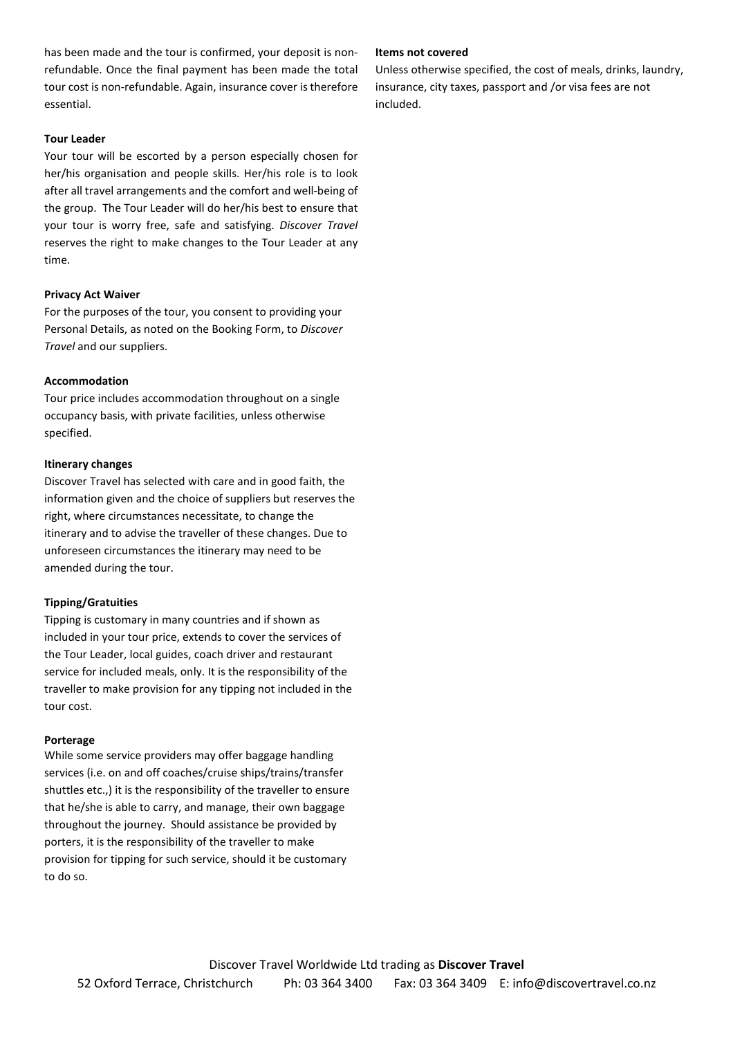has been made and the tour is confirmed, your deposit is non-refundable. Once the final payment has been made the total tour cost is non-refundable. Again, insurance cover is therefore essential.

**Tour Leader**

Your tour will be escorted by a person especially chosen for her/his organisation and people skills. Her/his role is to look after all travel arrangements and the comfort and well-being of the group. The Tour Leader will do her/his best to ensure that your tour is worry free, safe and satisfying. *Discover Travel* reserves the right to make changes to the Tour Leader at any time.

**Privacy Act Waiver**

For the purposes of the tour, you consent to providing your Personal Details, as noted on the Booking Form, to *Discover Travel* and our suppliers.

**Accommodation**

Tour price includes accommodation throughout on a single occupancy basis, with private facilities, unless otherwise specified.

**Itinerary changes**

Discover Travel has selected with care and in good faith, the information given and the choice of suppliers but reserves the right, where circumstances necessitate, to change the itinerary and to advise the traveller of these changes. Due to unforeseen circumstances the itinerary may need to be amended during the tour.

**Tipping/Gratuities**

Tipping is customary in many countries and if shown as included in your tour price, extends to cover the services of the Tour Leader, local guides, coach driver and restaurant service for included meals, only. It is the responsibility of the traveller to make provision for any tipping not included in the tour cost.

**Porterage**

While some service providers may offer baggage handling services (i.e. on and off coaches/cruise ships/trains/transfer shuttles etc.,) it is the responsibility of the traveller to ensure that he/she is able to carry, and manage, their own baggage throughout the journey. Should assistance be provided by porters, it is the responsibility of the traveller to make provision for tipping for such service, should it be customary to do so.

**Items not covered**

Unless otherwise specified, the cost of meals, drinks, laundry, insurance, city taxes, passport and /or visa fees are not included.

Discover Travel Worldwide Ltd trading as **Discover Travel**

52 Oxford Terrace, Christchurch Ph: 03 364 3400 Fax: 03 364 3409 E: info@discovertravel.co.nz